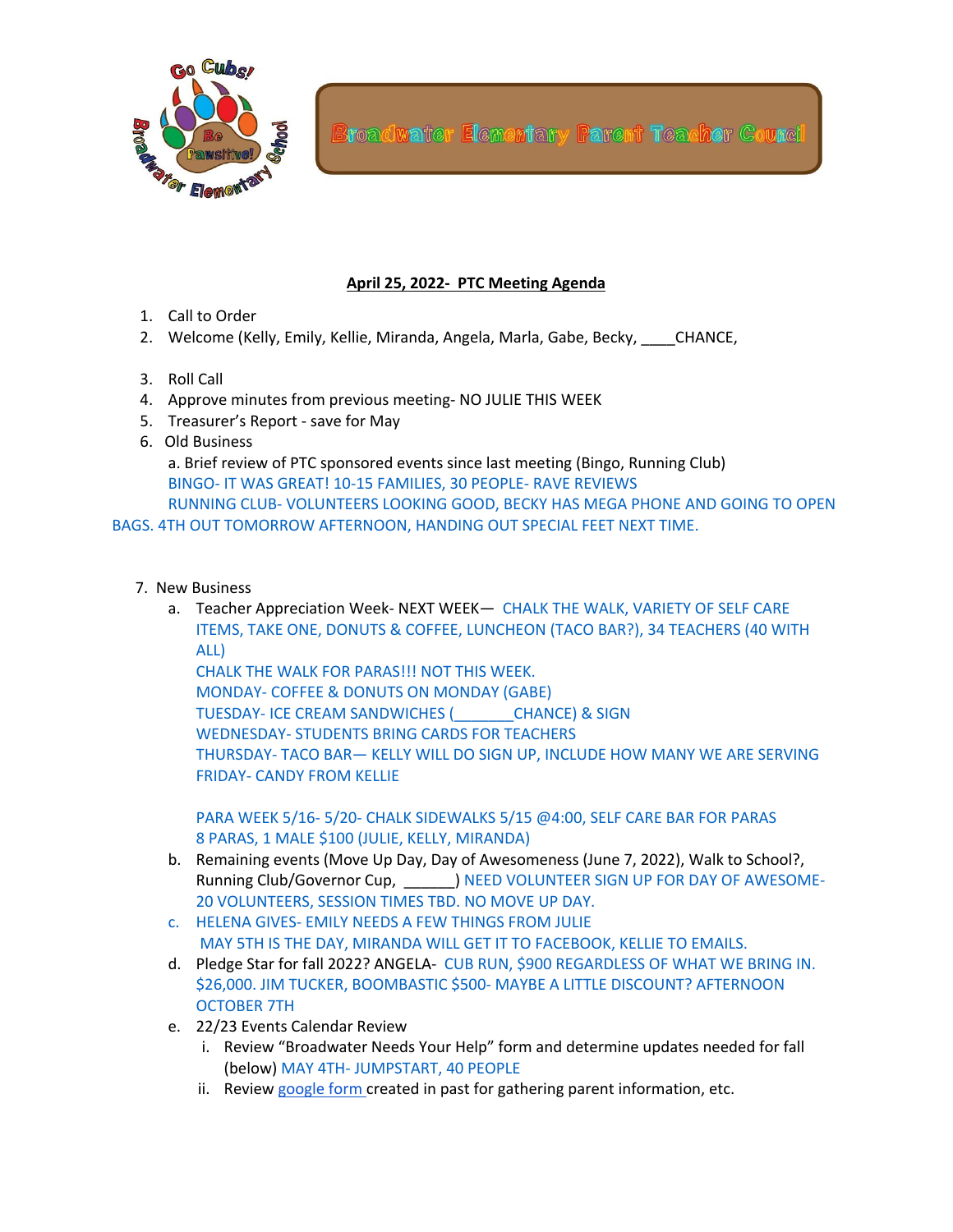# Broadwater Elementary Parent Teacher Council

**April 25, 2022- PTC Meeting Agenda**

1. Call to Order
2. Welcome (Kelly, Emily, Kellie, Miranda, Angela, Marla, Gabe, Becky, ____CHANCE,
3. Roll Call
4. Approve minutes from previous meeting- NO JULIE THIS WEEK
5. Treasurer's Report - save for May
6. Old Business

   a. Brief review of PTC sponsored events since last meeting (Bingo, Running Club)
   BINGO- IT WAS GREAT! 10-15 FAMILIES, 30 PEOPLE- RAVE REVIEWS
   RUNNING CLUB- VOLUNTEERS LOOKING GOOD, BECKY HAS MEGA PHONE AND GOING TO OPEN BAGS. 4TH OUT TOMORROW AFTERNOON, HANDING OUT SPECIAL FEET NEXT TIME.

7. New Business
   a. Teacher Appreciation Week- NEXT WEEK— CHALK THE WALK, VARIETY OF SELF CARE ITEMS, TAKE ONE, DONUTS & COFFEE, LUNCHEON (TACO BAR?), 34 TEACHERS (40 WITH ALL)
   CHALK THE WALK FOR PARAS!!! NOT THIS WEEK.
   MONDAY- COFFEE & DONUTS ON MONDAY (GABE)
   TUESDAY- ICE CREAM SANDWICHES (_______CHANCE) & SIGN
   WEDNESDAY- STUDENTS BRING CARDS FOR TEACHERS
   THURSDAY- TACO BAR— KELLY WILL DO SIGN UP, INCLUDE HOW MANY WE ARE SERVING
   FRIDAY- CANDY FROM KELLIE

   PARA WEEK 5/16- 5/20- CHALK SIDEWALKS 5/15 @4:00, SELF CARE BAR FOR PARAS
   8 PARAS, 1 MALE $100 (JULIE, KELLY, MIRANDA)
   b. Remaining events (Move Up Day, Day of Awesomeness (June 7, 2022), Walk to School?, Running Club/Governor Cup, ______) NEED VOLUNTEER SIGN UP FOR DAY OF AWESOME- 20 VOLUNTEERS, SESSION TIMES TBD. NO MOVE UP DAY.
   c. HELENA GIVES- EMILY NEEDS A FEW THINGS FROM JULIE
   MAY 5TH IS THE DAY, MIRANDA WILL GET IT TO FACEBOOK, KELLIE TO EMAILS.
   d. Pledge Star for fall 2022? ANGELA- CUB RUN, $900 REGARDLESS OF WHAT WE BRING IN. $26,000. JIM TUCKER, BOOMBASTIC $500- MAYBE A LITTLE DISCOUNT? AFTERNOON OCTOBER 7TH
   e. 22/23 Events Calendar Review
      i. Review "Broadwater Needs Your Help" form and determine updates needed for fall (below) MAY 4TH- JUMPSTART, 40 PEOPLE
      ii. Review google form created in past for gathering parent information, etc.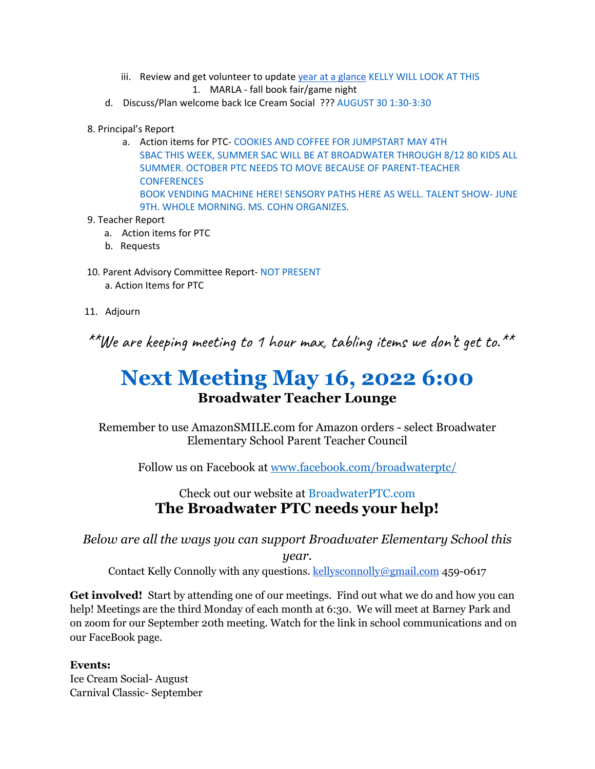iii. Review and get volunteer to update [year at a glance](#) KELLY WILL LOOK AT THIS
      1. MARLA - fall book fair/game night

d. Discuss/Plan welcome back Ice Cream Social ??? AUGUST 30 1:30-3:30

8. Principal's Report
   a. Action items for PTC- COOKIES AND COFFEE FOR JUMPSTART MAY 4TH
      SBAC THIS WEEK, SUMMER SAC WILL BE AT BROADWATER THROUGH 8/12 80 KIDS ALL SUMMER. OCTOBER PTC NEEDS TO MOVE BECAUSE OF PARENT-TEACHER CONFERENCES
      BOOK VENDING MACHINE HERE! SENSORY PATHS HERE AS WELL. TALENT SHOW- JUNE 9TH. WHOLE MORNING. MS. COHN ORGANIZES.
9. Teacher Report
   a. Action items for PTC
   b. Requests

10. Parent Advisory Committee Report- NOT PRESENT
    a. Action Items for PTC

11. Adjourn

*\*\*We are keeping meeting to 1 hour max, tabling items we don't get to.\*\**

# Next Meeting May 16, 2022 6:00

## Broadwater Teacher Lounge

Remember to use AmazonSMILE.com for Amazon orders - select Broadwater Elementary School Parent Teacher Council

Follow us on Facebook at [www.facebook.com/broadwaterptc/](www.facebook.com/broadwaterptc/)

Check out our website at BroadwaterPTC.com

## The Broadwater PTC needs your help!

*Below are all the ways you can support Broadwater Elementary School this year.*

Contact Kelly Connolly with any questions. [kellysconnolly@gmail.com](mailto:kellysconnolly@gmail.com) 459-0617

**Get involved!** Start by attending one of our meetings. Find out what we do and how you can help! Meetings are the third Monday of each month at 6:30. We will meet at Barney Park and on zoom for our September 20th meeting. Watch for the link in school communications and on our FaceBook page.

**Events:**
Ice Cream Social- August
Carnival Classic- September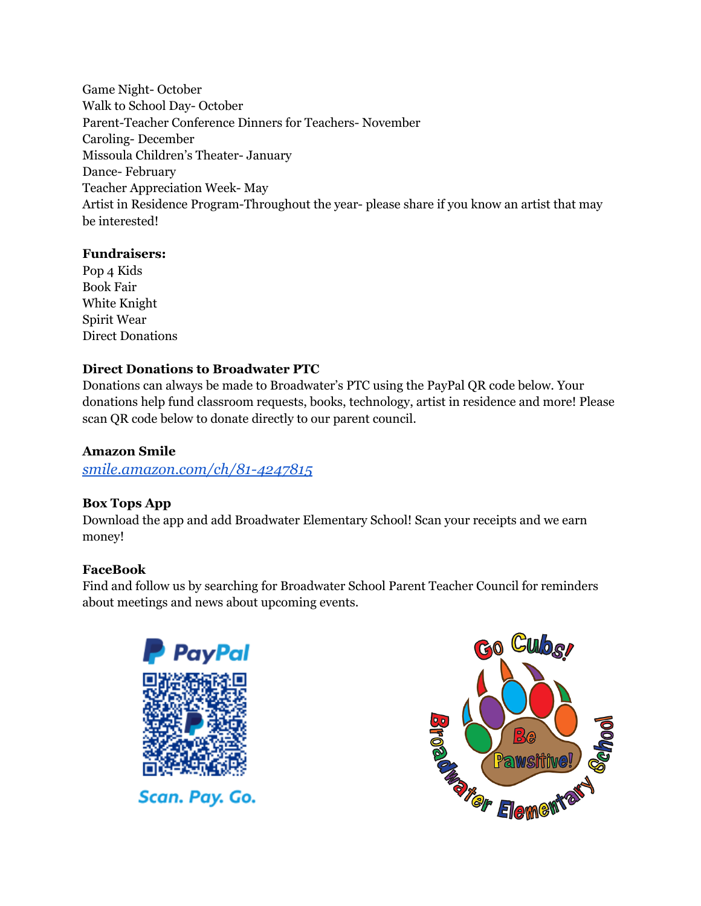Game Night- October
Walk to School Day- October
Parent-Teacher Conference Dinners for Teachers- November
Caroling- December
Missoula Children's Theater- January
Dance- February
Teacher Appreciation Week- May
Artist in Residence Program-Throughout the year- please share if you know an artist that may be interested!

**Fundraisers:**
Pop 4 Kids
Book Fair
White Knight
Spirit Wear
Direct Donations

**Direct Donations to Broadwater PTC**
Donations can always be made to Broadwater's PTC using the PayPal QR code below. Your donations help fund classroom requests, books, technology, artist in residence and more! Please scan QR code below to donate directly to our parent council.

**Amazon Smile**
*smile.amazon.com/ch/81-4247815*

**Box Tops App**
Download the app and add Broadwater Elementary School! Scan your receipts and we earn money!

**FaceBook**
Find and follow us by searching for Broadwater School Parent Teacher Council for reminders about meetings and news about upcoming events.

PayPal

Scan. Pay. Go.

Go Cubs!

Be Pawsitive!

Broadwater Elementary School